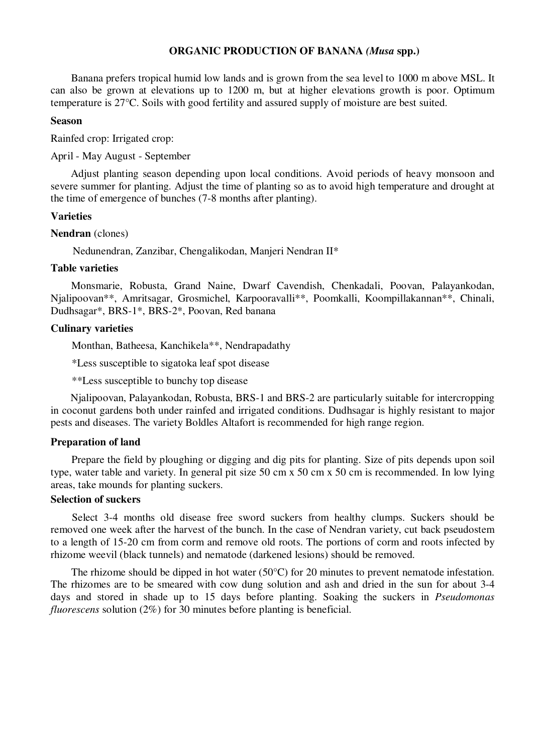# ORGANIC PRODUCTION OF BANANA *(Musa* spp.)

Banana prefers tropical humid low lands and is grown from the sea level to 1000 m above MSL. It can also be grown at elevations up to 1200 m, but at higher elevations growth is poor. Optimum temperature is 27°C. Soils with good fertility and assured supply of moisture are best suited.

**Season**

Rainfed crop: Irrigated crop:

April - May August - September

Adjust planting season depending upon local conditions. Avoid periods of heavy monsoon and severe summer for planting. Adjust the time of planting so as to avoid high temperature and drought at the time of emergence of bunches (7-8 months after planting).

**Varieties**

**Nendran** (clones)

Nedunendran, Zanzibar, Chengalikodan, Manjeri Nendran II*

**Table varieties**

Monsmarie, Robusta, Grand Naine, Dwarf Cavendish, Chenkadali, Poovan, Palayankodan, Njalipoovan**, Amritsagar, Grosmichel, Karpooravalli**, Poomkalli, Koompillakannan**, Chinali, Dudhsagar*, BRS-1*, BRS-2*, Poovan, Red banana

**Culinary varieties**

Monthan, Batheesa, Kanchikela**, Nendrapadathy

*Less susceptible to sigatoka leaf spot disease

**Less susceptible to bunchy top disease

Njalipoovan, Palayankodan, Robusta, BRS-1 and BRS-2 are particularly suitable for intercropping in coconut gardens both under rainfed and irrigated conditions. Dudhsagar is highly resistant to major pests and diseases. The variety Boldles Altafort is recommended for high range region.

**Preparation of land**

Prepare the field by ploughing or digging and dig pits for planting. Size of pits depends upon soil type, water table and variety. In general pit size 50 cm x 50 cm x 50 cm is recommended. In low lying areas, take mounds for planting suckers.

**Selection of suckers**

Select 3-4 months old disease free sword suckers from healthy clumps. Suckers should be removed one week after the harvest of the bunch. In the case of Nendran variety, cut back pseudostem to a length of 15-20 cm from corm and remove old roots. The portions of corm and roots infected by rhizome weevil (black tunnels) and nematode (darkened lesions) should be removed.

The rhizome should be dipped in hot water (50°C) for 20 minutes to prevent nematode infestation. The rhizomes are to be smeared with cow dung solution and ash and dried in the sun for about 3-4 days and stored in shade up to 15 days before planting. Soaking the suckers in *Pseudomonas fluorescens* solution (2%) for 30 minutes before planting is beneficial.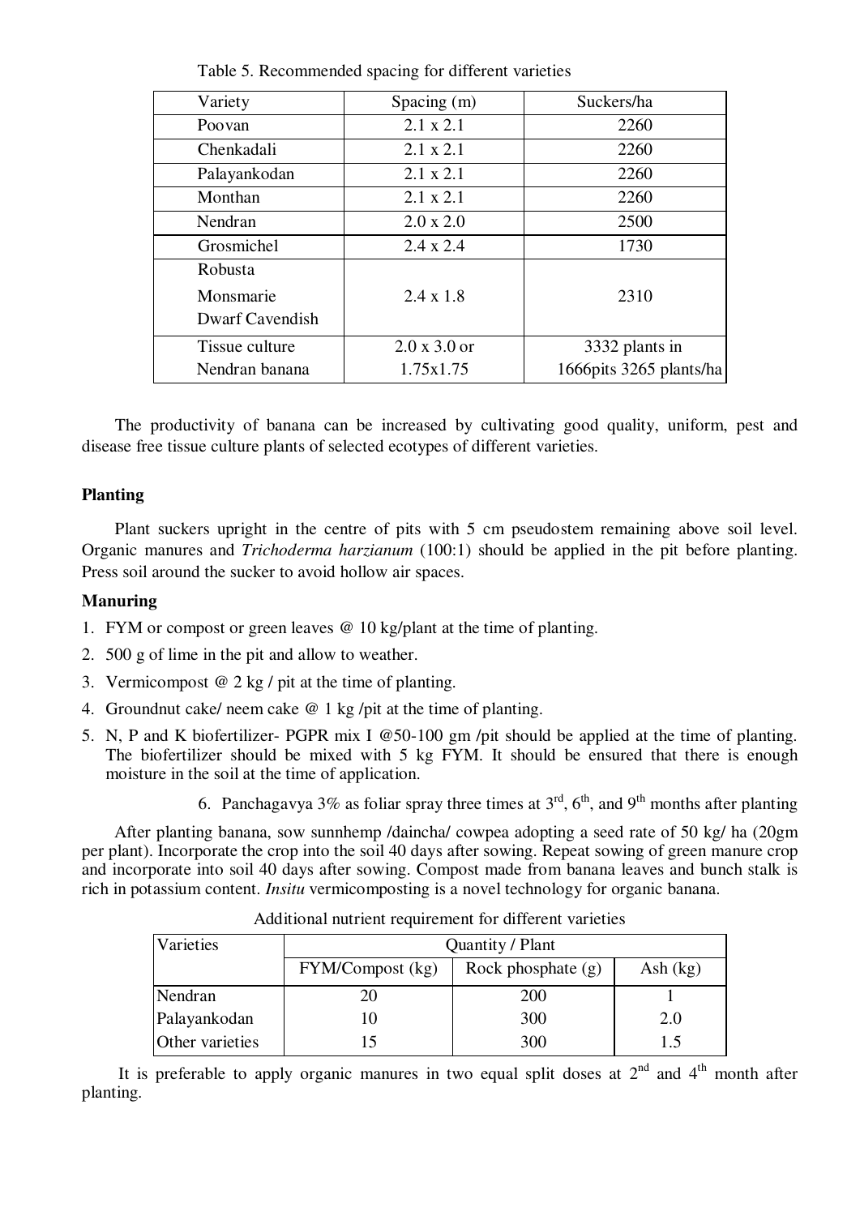Table 5. Recommended spacing for different varieties

| Variety | Spacing (m) | Suckers/ha |
|---|---|---|
| Poovan | 2.1 x 2.1 | 2260 |
| Chenkadali | 2.1 x 2.1 | 2260 |
| Palayankodan | 2.1 x 2.1 | 2260 |
| Monthan | 2.1 x 2.1 | 2260 |
| Nendran | 2.0 x 2.0 | 2500 |
| Grosmichel | 2.4 x 2.4 | 1730 |
| Robusta<br>Monsmarie<br>Dwarf Cavendish | 2.4 x 1.8 | 2310 |
| Tissue culture Nendran banana | 2.0 x 3.0 or 1.75x1.75 | 3332 plants in 1666pits 3265 plants/ha |

The productivity of banana can be increased by cultivating good quality, uniform, pest and disease free tissue culture plants of selected ecotypes of different varieties.

**Planting**

Plant suckers upright in the centre of pits with 5 cm pseudostem remaining above soil level. Organic manures and *Trichoderma harzianum* (100:1) should be applied in the pit before planting. Press soil around the sucker to avoid hollow air spaces.

**Manuring**

1. FYM or compost or green leaves @ 10 kg/plant at the time of planting.
2. 500 g of lime in the pit and allow to weather.
3. Vermicompost @ 2 kg / pit at the time of planting.
4. Groundnut cake/ neem cake @ 1 kg /pit at the time of planting.
5. N, P and K biofertilizer- PGPR mix I @50-100 gm /pit should be applied at the time of planting. The biofertilizer should be mixed with 5 kg FYM. It should be ensured that there is enough moisture in the soil at the time of application.
6. Panchagavya 3% as foliar spray three times at 3rd, 6th, and 9th months after planting

After planting banana, sow sunnhemp /daincha/ cowpea adopting a seed rate of 50 kg/ ha (20gm per plant). Incorporate the crop into the soil 40 days after sowing. Repeat sowing of green manure crop and incorporate into soil 40 days after sowing. Compost made from banana leaves and bunch stalk is rich in potassium content. *Insitu* vermicomposting is a novel technology for organic banana.

Additional nutrient requirement for different varieties

| Varieties | Quantity / Plant | | |
|---|---|---|---|
| | FYM/Compost (kg) | Rock phosphate (g) | Ash (kg) |
| Nendran | 20 | 200 | 1 |
| Palayankodan | 10 | 300 | 2.0 |
| Other varieties | 15 | 300 | 1.5 |

It is preferable to apply organic manures in two equal split doses at 2nd and 4th month after planting.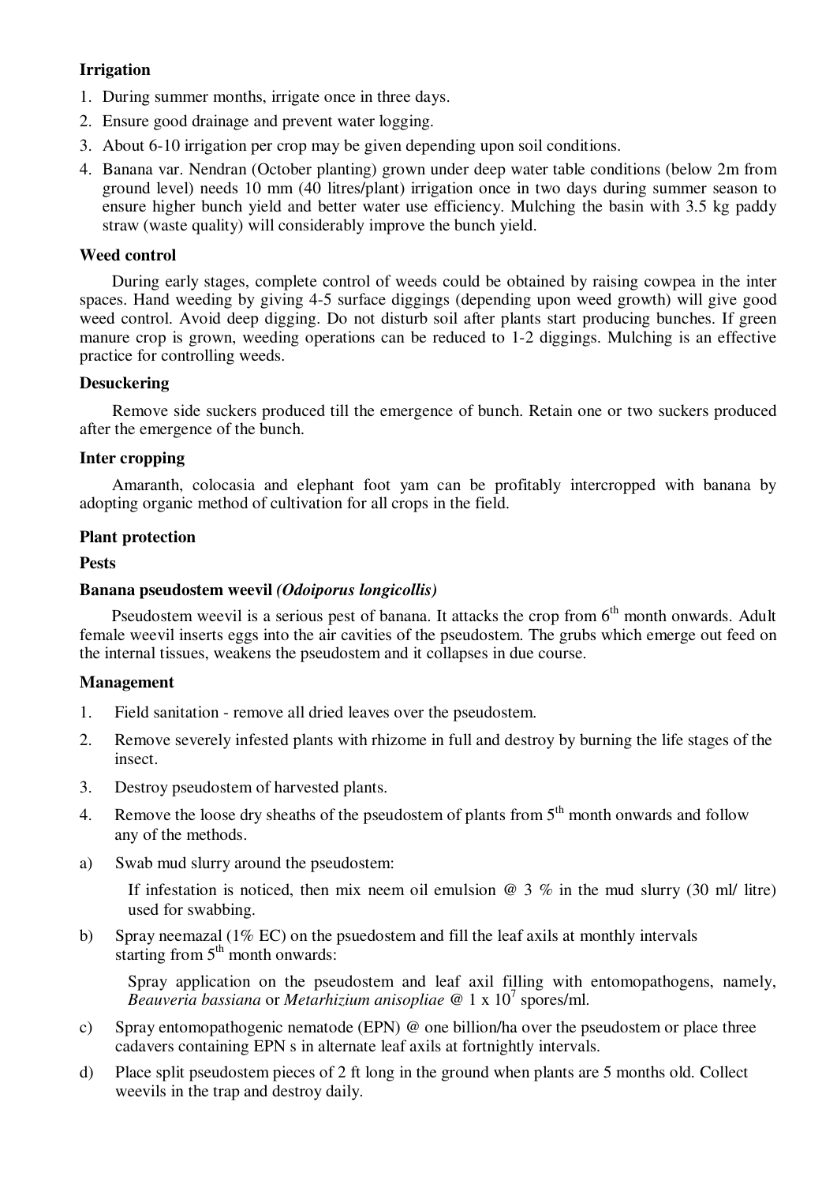**Irrigation**

1. During summer months, irrigate once in three days.
2. Ensure good drainage and prevent water logging.
3. About 6-10 irrigation per crop may be given depending upon soil conditions.
4. Banana var. Nendran (October planting) grown under deep water table conditions (below 2m from ground level) needs 10 mm (40 litres/plant) irrigation once in two days during summer season to ensure higher bunch yield and better water use efficiency. Mulching the basin with 3.5 kg paddy straw (waste quality) will considerably improve the bunch yield.

**Weed control**

During early stages, complete control of weeds could be obtained by raising cowpea in the inter spaces. Hand weeding by giving 4-5 surface diggings (depending upon weed growth) will give good weed control. Avoid deep digging. Do not disturb soil after plants start producing bunches. If green manure crop is grown, weeding operations can be reduced to 1-2 diggings. Mulching is an effective practice for controlling weeds.

**Desuckering**

Remove side suckers produced till the emergence of bunch. Retain one or two suckers produced after the emergence of the bunch.

**Inter cropping**

Amaranth, colocasia and elephant foot yam can be profitably intercropped with banana by adopting organic method of cultivation for all crops in the field.

**Plant protection**

**Pests**

**Banana pseudostem weevil *(Odoiporus longicollis)***

Pseudostem weevil is a serious pest of banana. It attacks the crop from 6th month onwards. Adult female weevil inserts eggs into the air cavities of the pseudostem. The grubs which emerge out feed on the internal tissues, weakens the pseudostem and it collapses in due course.

**Management**

1. Field sanitation - remove all dried leaves over the pseudostem.
2. Remove severely infested plants with rhizome in full and destroy by burning the life stages of the insect.
3. Destroy pseudostem of harvested plants.
4. Remove the loose dry sheaths of the pseudostem of plants from 5th month onwards and follow any of the methods.

a) Swab mud slurry around the pseudostem:

   If infestation is noticed, then mix neem oil emulsion @ 3 % in the mud slurry (30 ml/ litre) used for swabbing.

b) Spray neemazal (1% EC) on the psuedostem and fill the leaf axils at monthly intervals starting from 5th month onwards:

   Spray application on the pseudostem and leaf axil filling with entomopathogens, namely, *Beauveria bassiana* or *Metarhizium anisopliae* @ 1 x $10^7$ spores/ml.

c) Spray entomopathogenic nematode (EPN) @ one billion/ha over the pseudostem or place three cadavers containing EPN s in alternate leaf axils at fortnightly intervals.

d) Place split pseudostem pieces of 2 ft long in the ground when plants are 5 months old. Collect weevils in the trap and destroy daily.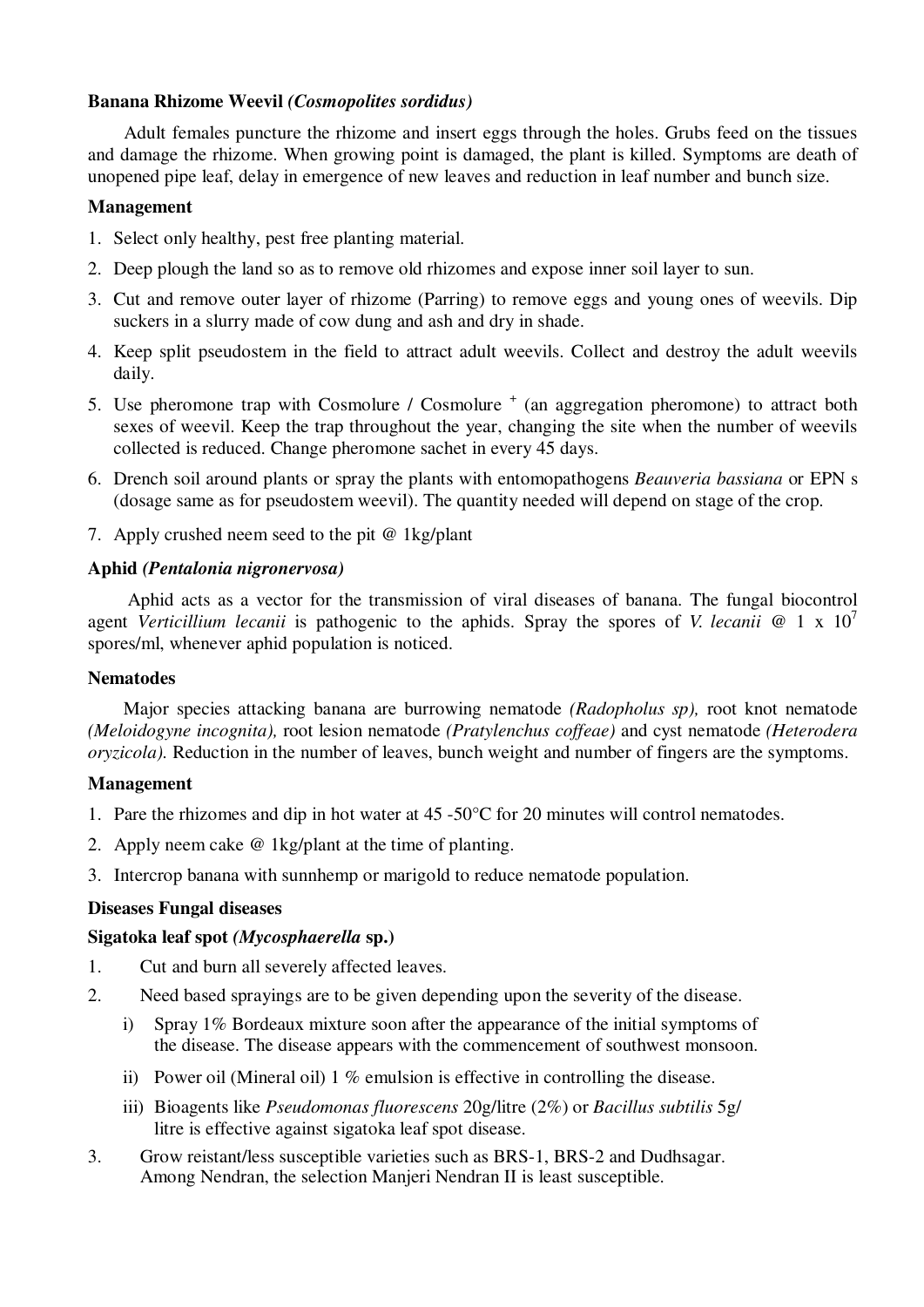**Banana Rhizome Weevil *(Cosmopolites sordidus)***

Adult females puncture the rhizome and insert eggs through the holes. Grubs feed on the tissues and damage the rhizome. When growing point is damaged, the plant is killed. Symptoms are death of unopened pipe leaf, delay in emergence of new leaves and reduction in leaf number and bunch size.

**Management**

1. Select only healthy, pest free planting material.
2. Deep plough the land so as to remove old rhizomes and expose inner soil layer to sun.
3. Cut and remove outer layer of rhizome (Parring) to remove eggs and young ones of weevils. Dip suckers in a slurry made of cow dung and ash and dry in shade.
4. Keep split pseudostem in the field to attract adult weevils. Collect and destroy the adult weevils daily.
5. Use pheromone trap with Cosmolure / Cosmolure $^{+}$ (an aggregation pheromone) to attract both sexes of weevil. Keep the trap throughout the year, changing the site when the number of weevils collected is reduced. Change pheromone sachet in every 45 days.
6. Drench soil around plants or spray the plants with entomopathogens *Beauveria bassiana* or EPN s (dosage same as for pseudostem weevil). The quantity needed will depend on stage of the crop.
7. Apply crushed neem seed to the pit @ 1kg/plant

**Aphid *(Pentalonia nigronervosa)***

Aphid acts as a vector for the transmission of viral diseases of banana. The fungal biocontrol agent *Verticillium lecanii* is pathogenic to the aphids. Spray the spores of *V. lecanii* @ $1 \times 10^{7}$ spores/ml, whenever aphid population is noticed.

**Nematodes**

Major species attacking banana are burrowing nematode *(Radopholus sp),* root knot nematode *(Meloidogyne incognita),* root lesion nematode *(Pratylenchus coffeae)* and cyst nematode *(Heterodera oryzicola).* Reduction in the number of leaves, bunch weight and number of fingers are the symptoms.

**Management**

1. Pare the rhizomes and dip in hot water at 45 -50°C for 20 minutes will control nematodes.
2. Apply neem cake @ 1kg/plant at the time of planting.
3. Intercrop banana with sunnhemp or marigold to reduce nematode population.

**Diseases Fungal diseases**

**Sigatoka leaf spot *(Mycosphaerella* sp.)**

1. Cut and burn all severely affected leaves.
2. Need based sprayings are to be given depending upon the severity of the disease.
   i) Spray 1% Bordeaux mixture soon after the appearance of the initial symptoms of the disease. The disease appears with the commencement of southwest monsoon.
   ii) Power oil (Mineral oil) 1 % emulsion is effective in controlling the disease.
   iii) Bioagents like *Pseudomonas fluorescens* 20g/litre (2%) or *Bacillus subtilis* 5g/ litre is effective against sigatoka leaf spot disease.
3. Grow reistant/less susceptible varieties such as BRS-1, BRS-2 and Dudhsagar. Among Nendran, the selection Manjeri Nendran II is least susceptible.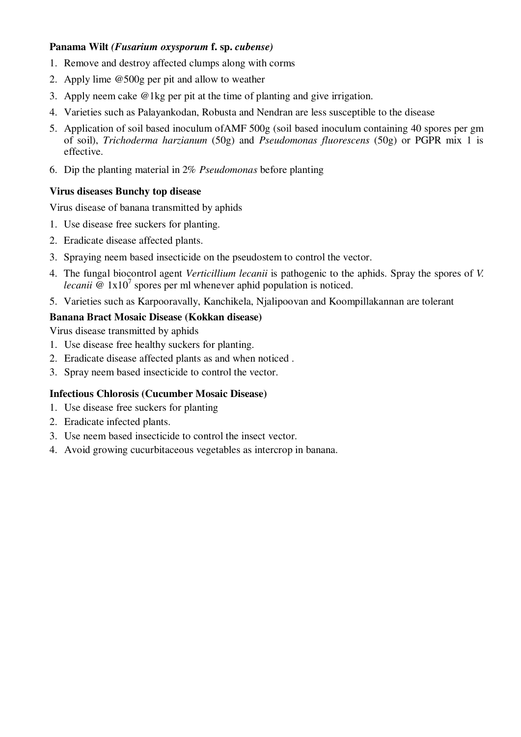**Panama Wilt *(Fusarium oxysporum* f. sp. *cubense)***

1. Remove and destroy affected clumps along with corms
2. Apply lime @500g per pit and allow to weather
3. Apply neem cake @1kg per pit at the time of planting and give irrigation.
4. Varieties such as Palayankodan, Robusta and Nendran are less susceptible to the disease
5. Application of soil based inoculum ofAMF 500g (soil based inoculum containing 40 spores per gm of soil), *Trichoderma harzianum* (50g) and *Pseudomonas fluorescens* (50g) or PGPR mix 1 is effective.
6. Dip the planting material in 2% *Pseudomonas* before planting

**Virus diseases Bunchy top disease**

Virus disease of banana transmitted by aphids

1. Use disease free suckers for planting.
2. Eradicate disease affected plants.
3. Spraying neem based insecticide on the pseudostem to control the vector.
4. The fungal biocontrol agent *Verticillium lecanii* is pathogenic to the aphids. Spray the spores of *V. lecanii* @ $1x10^7$ spores per ml whenever aphid population is noticed.
5. Varieties such as Karpooravally, Kanchikela, Njalipoovan and Koompillakannan are tolerant

**Banana Bract Mosaic Disease (Kokkan disease)**

Virus disease transmitted by aphids

1. Use disease free healthy suckers for planting.
2. Eradicate disease affected plants as and when noticed .
3. Spray neem based insecticide to control the vector.

**Infectious Chlorosis (Cucumber Mosaic Disease)**

1. Use disease free suckers for planting
2. Eradicate infected plants.
3. Use neem based insecticide to control the insect vector.
4. Avoid growing cucurbitaceous vegetables as intercrop in banana.